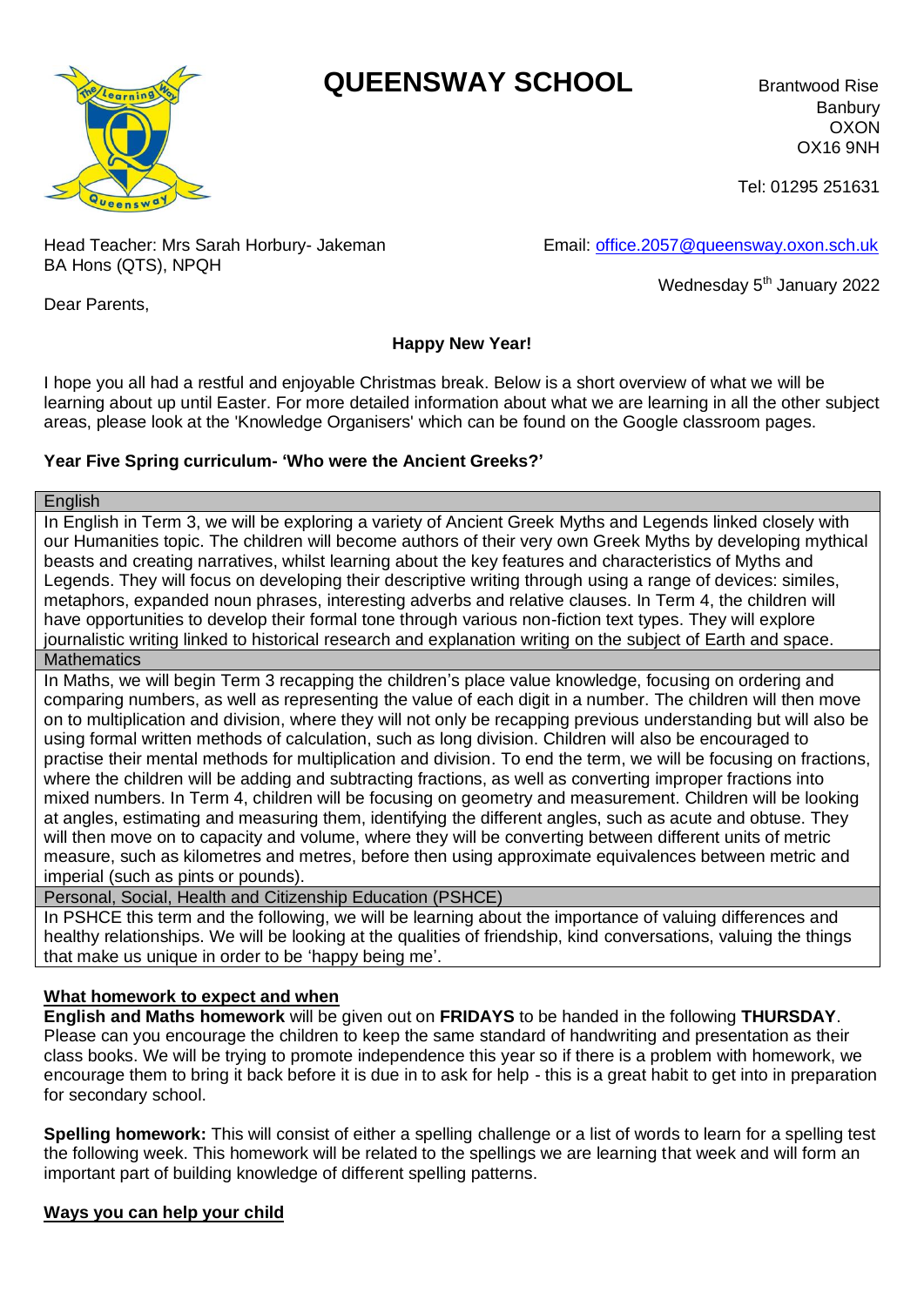# QUEENSWAY SCHOOL

Brantwood Rise
Banbury
OXON
OX16 9NH

Tel: 01295 251631

Head Teacher: Mrs Sarah Horbury- Jakeman
BA Hons (QTS), NPQH

Email: office.2057@queensway.oxon.sch.uk

Wednesday 5th January 2022

Dear Parents,

**Happy New Year!**

I hope you all had a restful and enjoyable Christmas break. Below is a short overview of what we will be learning about up until Easter. For more detailed information about what we are learning in all the other subject areas, please look at the 'Knowledge Organisers' which can be found on the Google classroom pages.

**Year Five Spring curriculum- 'Who were the Ancient Greeks?'**

| English |
|---|
| In English in Term 3, we will be exploring a variety of Ancient Greek Myths and Legends linked closely with our Humanities topic. The children will become authors of their very own Greek Myths by developing mythical beasts and creating narratives, whilst learning about the key features and characteristics of Myths and Legends. They will focus on developing their descriptive writing through using a range of devices: similes, metaphors, expanded noun phrases, interesting adverbs and relative clauses. In Term 4, the children will have opportunities to develop their formal tone through various non-fiction text types. They will explore journalistic writing linked to historical research and explanation writing on the subject of Earth and space. |
| Mathematics |
| In Maths, we will begin Term 3 recapping the children's place value knowledge, focusing on ordering and comparing numbers, as well as representing the value of each digit in a number. The children will then move on to multiplication and division, where they will not only be recapping previous understanding but will also be using formal written methods of calculation, such as long division. Children will also be encouraged to practise their mental methods for multiplication and division. To end the term, we will be focusing on fractions, where the children will be adding and subtracting fractions, as well as converting improper fractions into mixed numbers. In Term 4, children will be focusing on geometry and measurement. Children will be looking at angles, estimating and measuring them, identifying the different angles, such as acute and obtuse. They will then move on to capacity and volume, where they will be converting between different units of metric measure, such as kilometres and metres, before then using approximate equivalences between metric and imperial (such as pints or pounds). |
| Personal, Social, Health and Citizenship Education (PSHCE) |
| In PSHCE this term and the following, we will be learning about the importance of valuing differences and healthy relationships. We will be looking at the qualities of friendship, kind conversations, valuing the things that make us unique in order to be 'happy being me'. |

**What homework to expect and when**

**English and Maths homework** will be given out on **FRIDAYS** to be handed in the following **THURSDAY**. Please can you encourage the children to keep the same standard of handwriting and presentation as their class books. We will be trying to promote independence this year so if there is a problem with homework, we encourage them to bring it back before it is due in to ask for help - this is a great habit to get into in preparation for secondary school.

**Spelling homework:** This will consist of either a spelling challenge or a list of words to learn for a spelling test the following week. This homework will be related to the spellings we are learning that week and will form an important part of building knowledge of different spelling patterns.

**Ways you can help your child**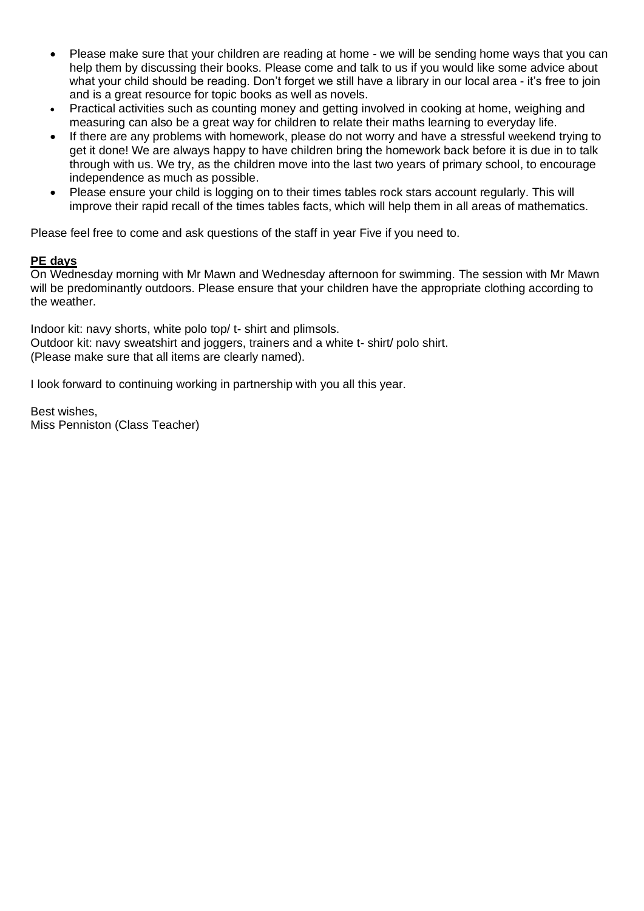- Please make sure that your children are reading at home - we will be sending home ways that you can help them by discussing their books. Please come and talk to us if you would like some advice about what your child should be reading. Don't forget we still have a library in our local area - it's free to join and is a great resource for topic books as well as novels.
- Practical activities such as counting money and getting involved in cooking at home, weighing and measuring can also be a great way for children to relate their maths learning to everyday life.
- If there are any problems with homework, please do not worry and have a stressful weekend trying to get it done! We are always happy to have children bring the homework back before it is due in to talk through with us. We try, as the children move into the last two years of primary school, to encourage independence as much as possible.
- Please ensure your child is logging on to their times tables rock stars account regularly. This will improve their rapid recall of the times tables facts, which will help them in all areas of mathematics.

Please feel free to come and ask questions of the staff in year Five if you need to.

**PE days**

On Wednesday morning with Mr Mawn and Wednesday afternoon for swimming. The session with Mr Mawn will be predominantly outdoors. Please ensure that your children have the appropriate clothing according to the weather.

Indoor kit: navy shorts, white polo top/ t- shirt and plimsols.
Outdoor kit: navy sweatshirt and joggers, trainers and a white t- shirt/ polo shirt.
(Please make sure that all items are clearly named).

I look forward to continuing working in partnership with you all this year.

Best wishes,
Miss Penniston (Class Teacher)